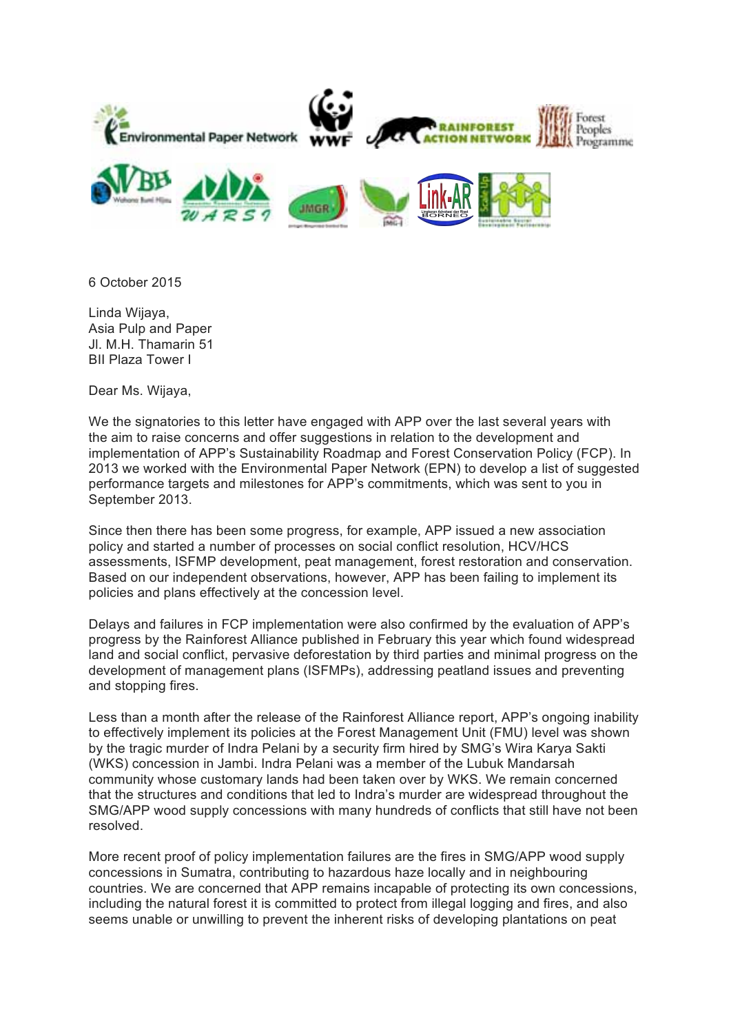6 October 2015

Linda Wijaya,
Asia Pulp and Paper
Jl. M.H. Thamarin 51
BII Plaza Tower I

Dear Ms. Wijaya,

We the signatories to this letter have engaged with APP over the last several years with the aim to raise concerns and offer suggestions in relation to the development and implementation of APP's Sustainability Roadmap and Forest Conservation Policy (FCP). In 2013 we worked with the Environmental Paper Network (EPN) to develop a list of suggested performance targets and milestones for APP's commitments, which was sent to you in September 2013.

Since then there has been some progress, for example, APP issued a new association policy and started a number of processes on social conflict resolution, HCV/HCS assessments, ISFMP development, peat management, forest restoration and conservation. Based on our independent observations, however, APP has been failing to implement its policies and plans effectively at the concession level.

Delays and failures in FCP implementation were also confirmed by the evaluation of APP's progress by the Rainforest Alliance published in February this year which found widespread land and social conflict, pervasive deforestation by third parties and minimal progress on the development of management plans (ISFMPs), addressing peatland issues and preventing and stopping fires.

Less than a month after the release of the Rainforest Alliance report, APP's ongoing inability to effectively implement its policies at the Forest Management Unit (FMU) level was shown by the tragic murder of Indra Pelani by a security firm hired by SMG's Wira Karya Sakti (WKS) concession in Jambi. Indra Pelani was a member of the Lubuk Mandarsah community whose customary lands had been taken over by WKS. We remain concerned that the structures and conditions that led to Indra's murder are widespread throughout the SMG/APP wood supply concessions with many hundreds of conflicts that still have not been resolved.

More recent proof of policy implementation failures are the fires in SMG/APP wood supply concessions in Sumatra, contributing to hazardous haze locally and in neighbouring countries. We are concerned that APP remains incapable of protecting its own concessions, including the natural forest it is committed to protect from illegal logging and fires, and also seems unable or unwilling to prevent the inherent risks of developing plantations on peat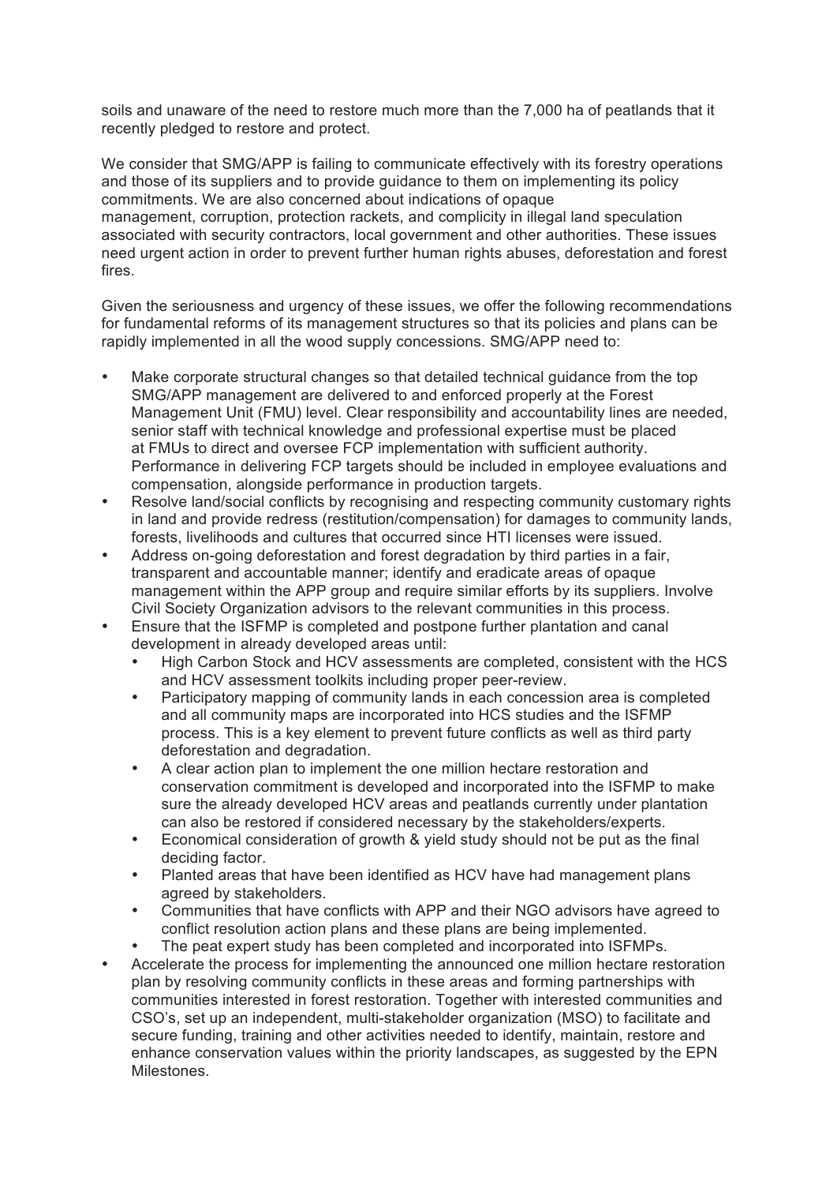soils and unaware of the need to restore much more than the 7,000 ha of peatlands that it recently pledged to restore and protect.

We consider that SMG/APP is failing to communicate effectively with its forestry operations and those of its suppliers and to provide guidance to them on implementing its policy commitments. We are also concerned about indications of opaque management, corruption, protection rackets, and complicity in illegal land speculation associated with security contractors, local government and other authorities. These issues need urgent action in order to prevent further human rights abuses, deforestation and forest fires.

Given the seriousness and urgency of these issues, we offer the following recommendations for fundamental reforms of its management structures so that its policies and plans can be rapidly implemented in all the wood supply concessions. SMG/APP need to:

- Make corporate structural changes so that detailed technical guidance from the top SMG/APP management are delivered to and enforced properly at the Forest Management Unit (FMU) level. Clear responsibility and accountability lines are needed, senior staff with technical knowledge and professional expertise must be placed at FMUs to direct and oversee FCP implementation with sufficient authority. Performance in delivering FCP targets should be included in employee evaluations and compensation, alongside performance in production targets.
- Resolve land/social conflicts by recognising and respecting community customary rights in land and provide redress (restitution/compensation) for damages to community lands, forests, livelihoods and cultures that occurred since HTI licenses were issued.
- Address on-going deforestation and forest degradation by third parties in a fair, transparent and accountable manner; identify and eradicate areas of opaque management within the APP group and require similar efforts by its suppliers. Involve Civil Society Organization advisors to the relevant communities in this process.
- Ensure that the ISFMP is completed and postpone further plantation and canal development in already developed areas until:
  - High Carbon Stock and HCV assessments are completed, consistent with the HCS and HCV assessment toolkits including proper peer-review.
  - Participatory mapping of community lands in each concession area is completed and all community maps are incorporated into HCS studies and the ISFMP process. This is a key element to prevent future conflicts as well as third party deforestation and degradation.
  - A clear action plan to implement the one million hectare restoration and conservation commitment is developed and incorporated into the ISFMP to make sure the already developed HCV areas and peatlands currently under plantation can also be restored if considered necessary by the stakeholders/experts.
  - Economical consideration of growth & yield study should not be put as the final deciding factor.
  - Planted areas that have been identified as HCV have had management plans agreed by stakeholders.
  - Communities that have conflicts with APP and their NGO advisors have agreed to conflict resolution action plans and these plans are being implemented.
  - The peat expert study has been completed and incorporated into ISFMPs.
- Accelerate the process for implementing the announced one million hectare restoration plan by resolving community conflicts in these areas and forming partnerships with communities interested in forest restoration. Together with interested communities and CSO's, set up an independent, multi-stakeholder organization (MSO) to facilitate and secure funding, training and other activities needed to identify, maintain, restore and enhance conservation values within the priority landscapes, as suggested by the EPN Milestones.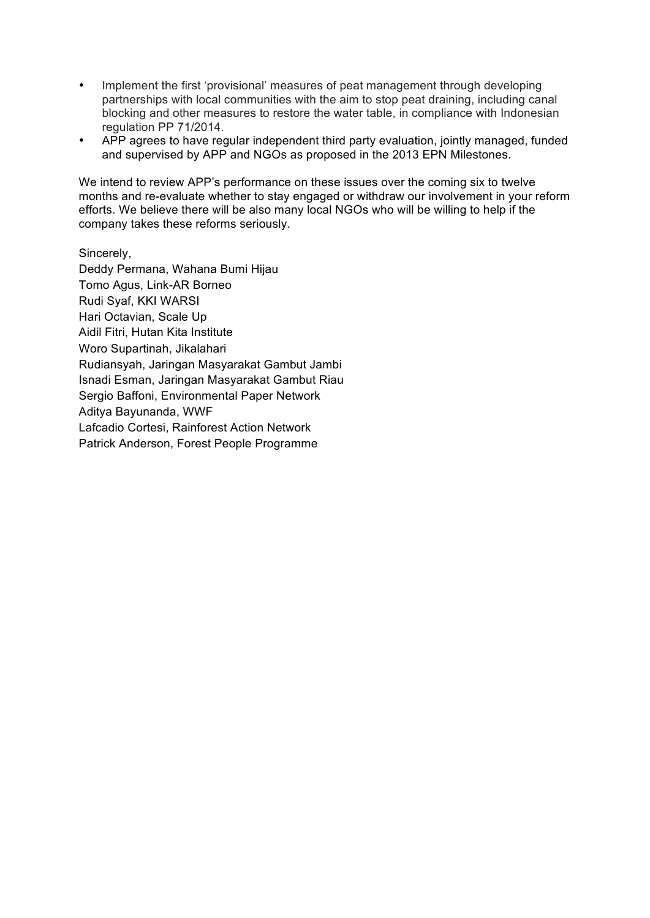- Implement the first 'provisional' measures of peat management through developing partnerships with local communities with the aim to stop peat draining, including canal blocking and other measures to restore the water table, in compliance with Indonesian regulation PP 71/2014.
- APP agrees to have regular independent third party evaluation, jointly managed, funded and supervised by APP and NGOs as proposed in the 2013 EPN Milestones.

We intend to review APP's performance on these issues over the coming six to twelve months and re-evaluate whether to stay engaged or withdraw our involvement in your reform efforts. We believe there will be also many local NGOs who will be willing to help if the company takes these reforms seriously.

Sincerely,
Deddy Permana, Wahana Bumi Hijau
Tomo Agus, Link-AR Borneo
Rudi Syaf, KKI WARSI
Hari Octavian, Scale Up
Aidil Fitri, Hutan Kita Institute
Woro Supartinah, Jikalahari
Rudiansyah, Jaringan Masyarakat Gambut Jambi
Isnadi Esman, Jaringan Masyarakat Gambut Riau
Sergio Baffoni, Environmental Paper Network
Aditya Bayunanda, WWF
Lafcadio Cortesi, Rainforest Action Network
Patrick Anderson, Forest People Programme